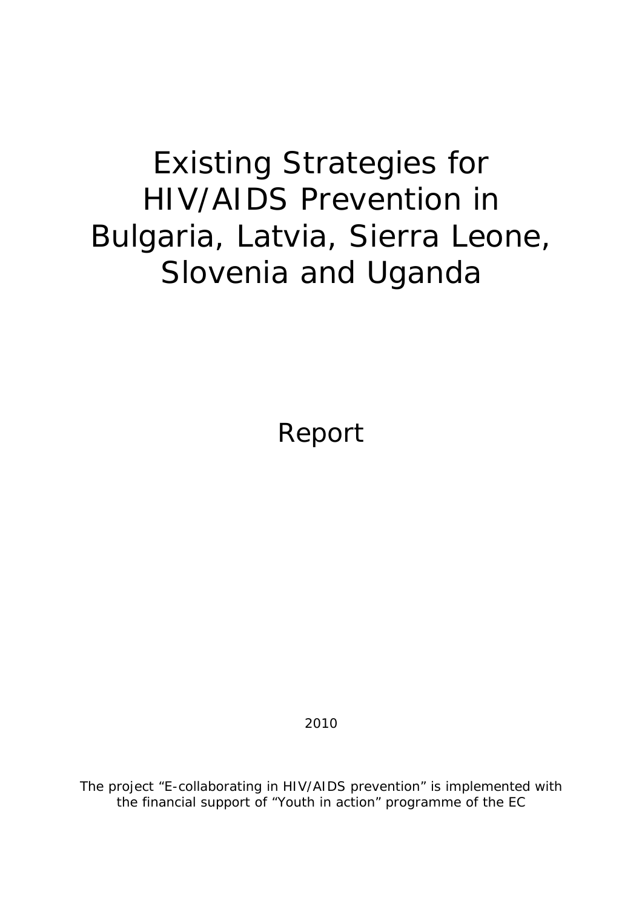# Existing Strategies for HIV/AIDS Prevention in Bulgaria, Latvia, Sierra Leone, Slovenia and Uganda

## Report

2010

The project "E-collaborating in HIV/AIDS prevention" is implemented with the financial support of "Youth in action" programme of the EC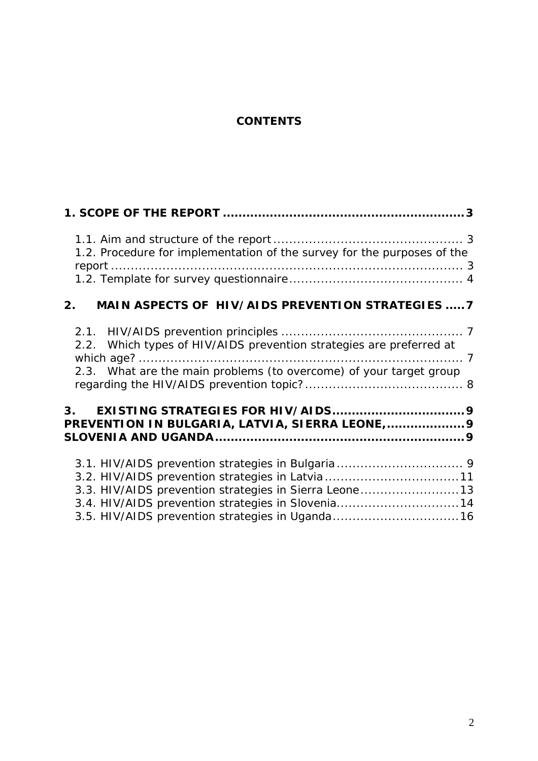**CONTENTS**

**1. SCOPE OF THE REPORT ............................................................3**

1.1. Aim and structure of the report ............................................... 3
1.2. Procedure for implementation of the survey for the purposes of the report ......................................................................................... 3
1.2. Template for survey questionnaire........................................... 4

**2. MAIN ASPECTS OF HIV/AIDS PREVENTION STRATEGIES .....7**

2.1. HIV/AIDS prevention principles ............................................. 7
2.2. Which types of HIV/AIDS prevention strategies are preferred at which age? .................................................................................. 7
2.3. What are the main problems (to overcome) of your target group regarding the HIV/AIDS prevention topic? ....................................... 8

**3. EXISTING STRATEGIES FOR HIV/AIDS.................................9**
**PREVENTION IN BULGARIA, LATVIA, SIERRA LEONE,....................9**
**SLOVENIA AND UGANDA...............................................................9**

3.1. HIV/AIDS prevention strategies in Bulgaria ................................ 9
3.2. HIV/AIDS prevention strategies in Latvia .................................11
3.3. HIV/AIDS prevention strategies in Sierra Leone.........................13
3.4. HIV/AIDS prevention strategies in Slovenia...............................14
3.5. HIV/AIDS prevention strategies in Uganda................................16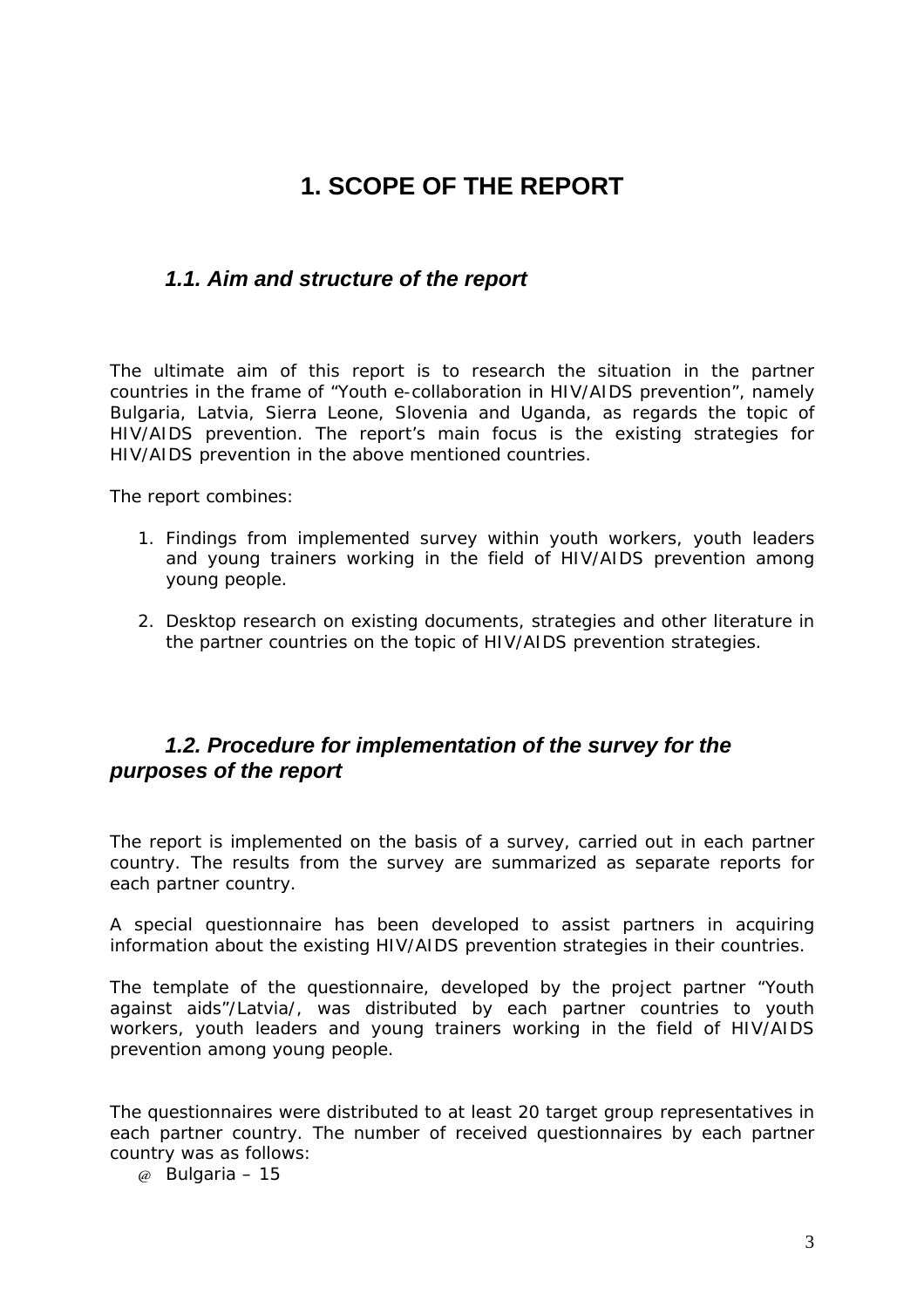# 1. SCOPE OF THE REPORT

## *1.1. Aim and structure of the report*

The ultimate aim of this report is to research the situation in the partner countries in the frame of "Youth e-collaboration in HIV/AIDS prevention", namely Bulgaria, Latvia, Sierra Leone, Slovenia and Uganda, as regards the topic of HIV/AIDS prevention. The report's main focus is the existing strategies for HIV/AIDS prevention in the above mentioned countries.

The report combines:

1. Findings from implemented survey within youth workers, youth leaders and young trainers working in the field of HIV/AIDS prevention among young people.

2. Desktop research on existing documents, strategies and other literature in the partner countries on the topic of HIV/AIDS prevention strategies.

## *1.2. Procedure for implementation of the survey for the purposes of the report*

The report is implemented on the basis of a survey, carried out in each partner country. The results from the survey are summarized as separate reports for each partner country.

A special questionnaire has been developed to assist partners in acquiring information about the existing HIV/AIDS prevention strategies in their countries.

The template of the questionnaire, developed by the project partner "Youth against aids"/Latvia/, was distributed by each partner countries to youth workers, youth leaders and young trainers working in the field of HIV/AIDS prevention among young people.

The questionnaires were distributed to at least 20 target group representatives in each partner country. The number of received questionnaires by each partner country was as follows:

- Bulgaria – 15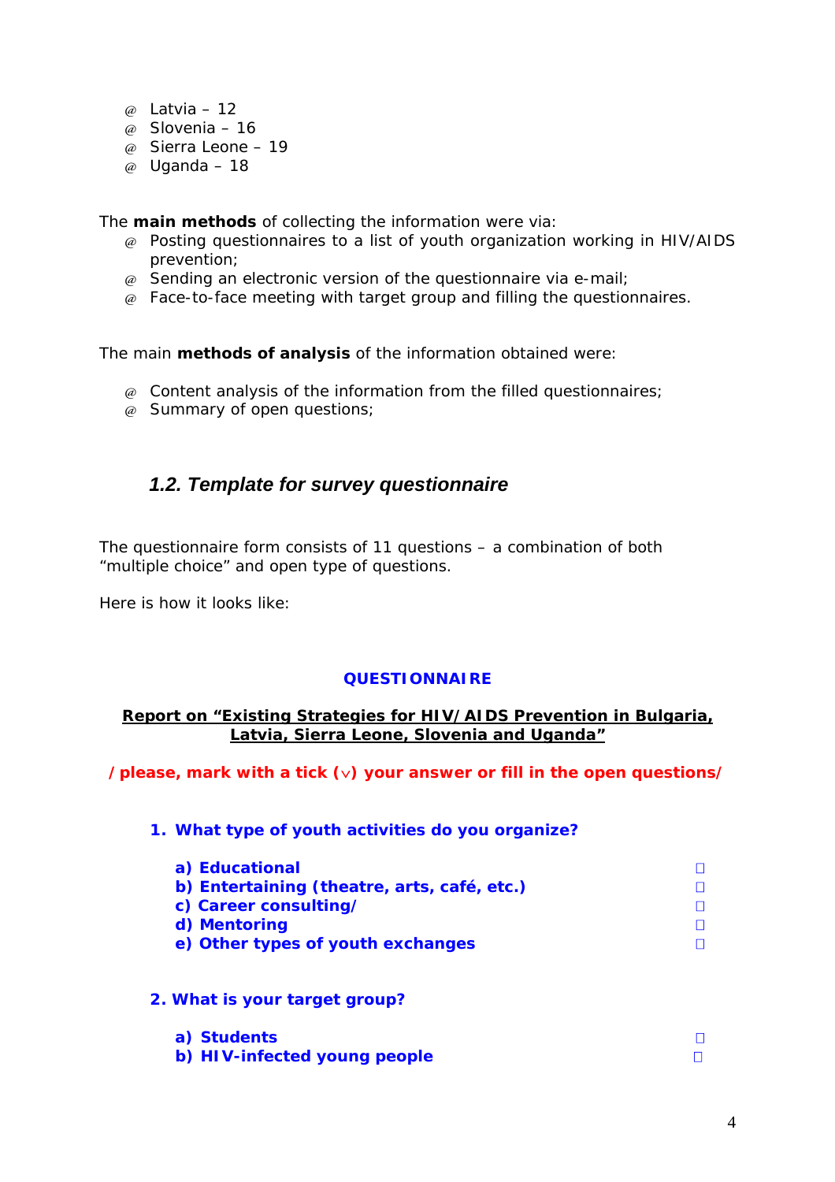- Latvia – 12
- Slovenia – 16
- Sierra Leone – 19
- Uganda – 18

The **main methods** of collecting the information were via:

- Posting questionnaires to a list of youth organization working in HIV/AIDS prevention;
- Sending an electronic version of the questionnaire via e-mail;
- Face-to-face meeting with target group and filling the questionnaires.

The main **methods of analysis** of the information obtained were:

- Content analysis of the information from the filled questionnaires;
- Summary of open questions;

### *1.2. Template for survey questionnaire*

The questionnaire form consists of 11 questions – a combination of both "multiple choice" and open type of questions.

Here is how it looks like:

**QUESTIONNAIRE**

**Report on "Existing Strategies for HIV/AIDS Prevention in Bulgaria, Latvia, Sierra Leone, Slovenia and Uganda"**

**/please, mark with a tick (∨) your answer or fill in the open questions/**

**1. What type of youth activities do you organize?**

- **a) Educational** ☐
- **b) Entertaining (theatre, arts, café, etc.)** ☐
- **c) Career consulting/** ☐
- **d) Mentoring** ☐
- **e) Other types of youth exchanges** ☐

**2. What is your target group?**

- **a) Students** ☐
- **b) HIV-infected young people** ☐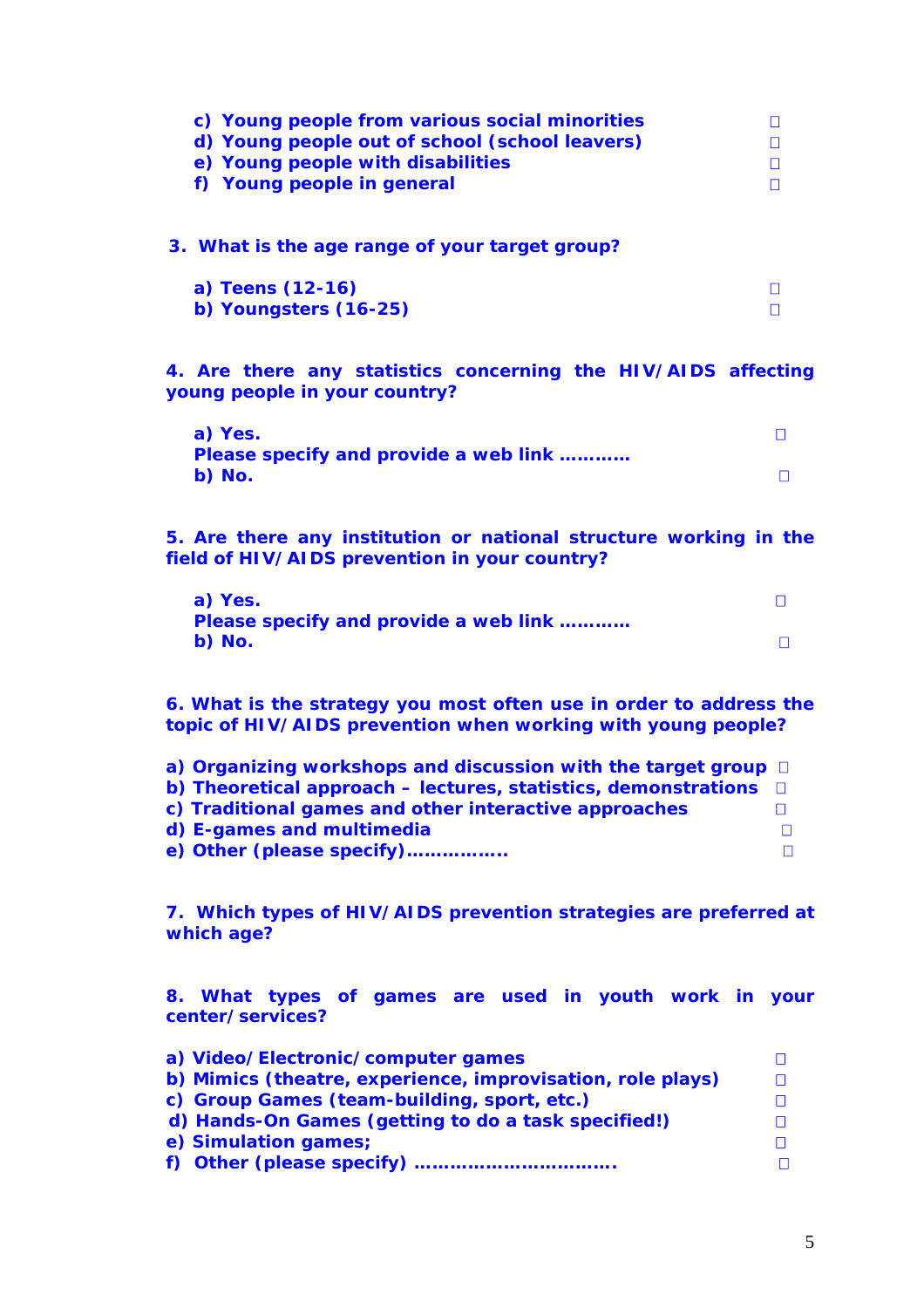c) Young people from various social minorities ☐
d) Young people out of school (school leavers) ☐
e) Young people with disabilities ☐
f) Young people in general ☐

**3. What is the age range of your target group?**

a) Teens (12-16) ☐
b) Youngsters (16-25) ☐

**4. Are there any statistics concerning the HIV/AIDS affecting young people in your country?**

a) Yes. ☐
Please specify and provide a web link …………
b) No. ☐

**5. Are there any institution or national structure working in the field of HIV/AIDS prevention in your country?**

a) Yes. ☐
Please specify and provide a web link …………
b) No. ☐

**6. What is the strategy you most often use in order to address the topic of HIV/AIDS prevention when working with young people?**

a) Organizing workshops and discussion with the target group ☐
b) Theoretical approach – lectures, statistics, demonstrations ☐
c) Traditional games and other interactive approaches ☐
d) E-games and multimedia ☐
e) Other (please specify)…………….. ☐

**7. Which types of HIV/AIDS prevention strategies are preferred at which age?**

**8. What types of games are used in youth work in your center/services?**

a) Video/Electronic/computer games ☐
b) Mimics (theatre, experience, improvisation, role plays) ☐
c) Group Games (team-building, sport, etc.) ☐
d) Hands-On Games (getting to do a task specified!) ☐
e) Simulation games; ☐
f) Other (please specify) …………………………….. ☐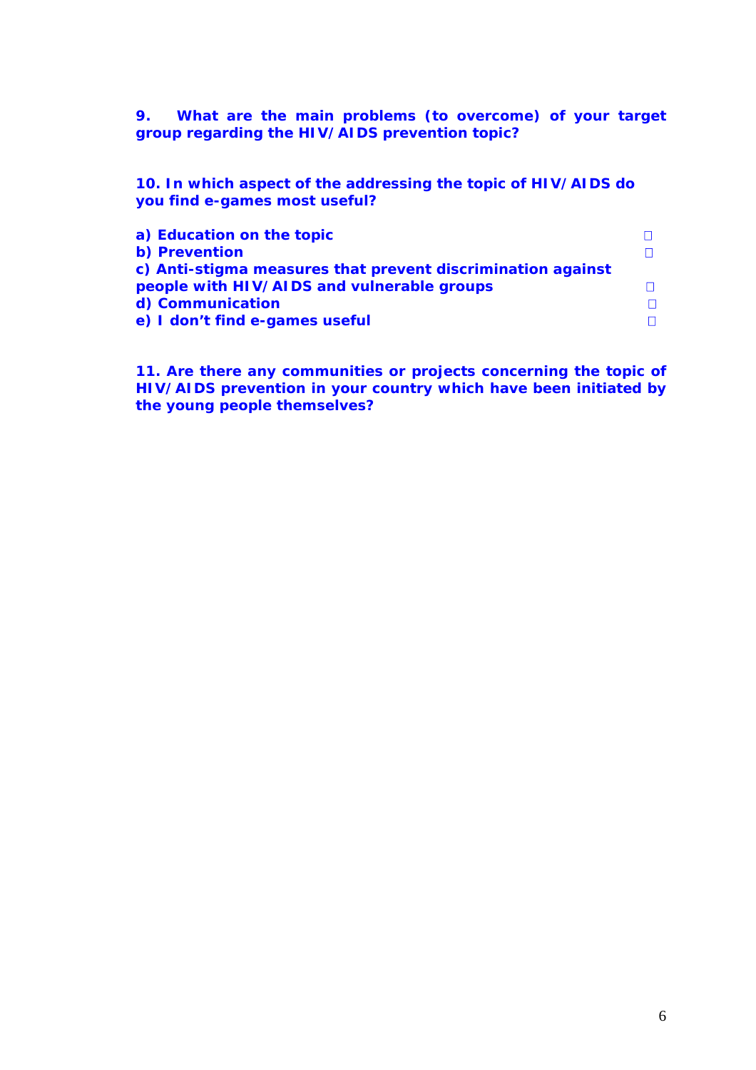**9. What are the main problems (to overcome) of your target group regarding the HIV/AIDS prevention topic?**

**10. In which aspect of the addressing the topic of HIV/AIDS do you find e-games most useful?**

**a) Education on the topic** ☐
**b) Prevention** ☐
**c) Anti-stigma measures that prevent discrimination against people with HIV/AIDS and vulnerable groups** ☐
**d) Communication** ☐
**e) I don't find e-games useful** ☐

**11. Are there any communities or projects concerning the topic of HIV/AIDS prevention in your country which have been initiated by the young people themselves?**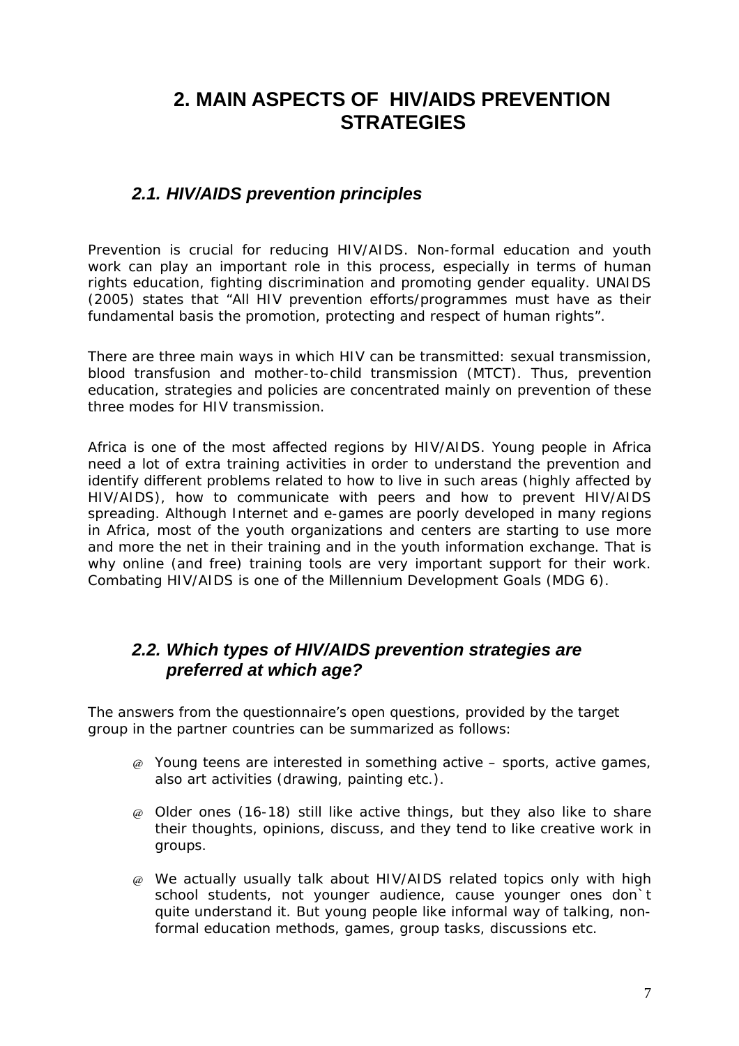# 2. MAIN ASPECTS OF HIV/AIDS PREVENTION STRATEGIES

## *2.1. HIV/AIDS prevention principles*

Prevention is crucial for reducing HIV/AIDS. Non-formal education and youth work can play an important role in this process, especially in terms of human rights education, fighting discrimination and promoting gender equality. UNAIDS (2005) states that "All HIV prevention efforts/programmes must have as their fundamental basis the promotion, protecting and respect of human rights".

There are three main ways in which HIV can be transmitted: sexual transmission, blood transfusion and mother-to-child transmission (MTCT). Thus, prevention education, strategies and policies are concentrated mainly on prevention of these three modes for HIV transmission.

Africa is one of the most affected regions by HIV/AIDS. Young people in Africa need a lot of extra training activities in order to understand the prevention and identify different problems related to how to live in such areas (highly affected by HIV/AIDS), how to communicate with peers and how to prevent HIV/AIDS spreading. Although Internet and e-games are poorly developed in many regions in Africa, most of the youth organizations and centers are starting to use more and more the net in their training and in the youth information exchange. That is why online (and free) training tools are very important support for their work. Combating HIV/AIDS is one of the Millennium Development Goals (MDG 6).

## *2.2. Which types of HIV/AIDS prevention strategies are preferred at which age?*

The answers from the questionnaire's open questions, provided by the target group in the partner countries can be summarized as follows:

- Young teens are interested in something active – sports, active games, also art activities (drawing, painting etc.).
- Older ones (16-18) still like active things, but they also like to share their thoughts, opinions, discuss, and they tend to like creative work in groups.
- We actually usually talk about HIV/AIDS related topics only with high school students, not younger audience, cause younger ones don`t quite understand it. But young people like informal way of talking, non-formal education methods, games, group tasks, discussions etc.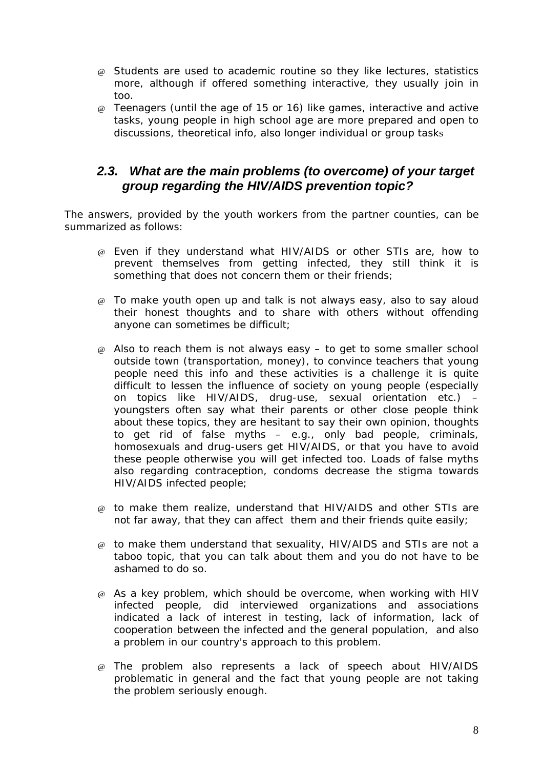- Students are used to academic routine so they like lectures, statistics more, although if offered something interactive, they usually join in too.
- Teenagers (until the age of 15 or 16) like games, interactive and active tasks, young people in high school age are more prepared and open to discussions, theoretical info, also longer individual or group tasks

## *2.3. What are the main problems (to overcome) of your target group regarding the HIV/AIDS prevention topic?*

The answers, provided by the youth workers from the partner counties, can be summarized as follows:

- Even if they understand what HIV/AIDS or other STIs are, how to prevent themselves from getting infected, they still think it is something that does not concern them or their friends;

- To make youth open up and talk is not always easy, also to say aloud their honest thoughts and to share with others without offending anyone can sometimes be difficult;

- Also to reach them is not always easy – to get to some smaller school outside town (transportation, money), to convince teachers that young people need this info and these activities is a challenge it is quite difficult to lessen the influence of society on young people (especially on topics like HIV/AIDS, drug-use, sexual orientation etc.) – youngsters often say what their parents or other close people think about these topics, they are hesitant to say their own opinion, thoughts to get rid of false myths – e.g., only bad people, criminals, homosexuals and drug-users get HIV/AIDS, or that you have to avoid these people otherwise you will get infected too. Loads of false myths also regarding contraception, condoms decrease the stigma towards HIV/AIDS infected people;

- to make them realize, understand that HIV/AIDS and other STIs are not far away, that they can affect them and their friends quite easily;

- to make them understand that sexuality, HIV/AIDS and STIs are not a taboo topic, that you can talk about them and you do not have to be ashamed to do so.

- As a key problem, which should be overcome, when working with HIV infected people, did interviewed organizations and associations indicated a lack of interest in testing, lack of information, lack of cooperation between the infected and the general population, and also a problem in our country's approach to this problem.

- The problem also represents a lack of speech about HIV/AIDS problematic in general and the fact that young people are not taking the problem seriously enough.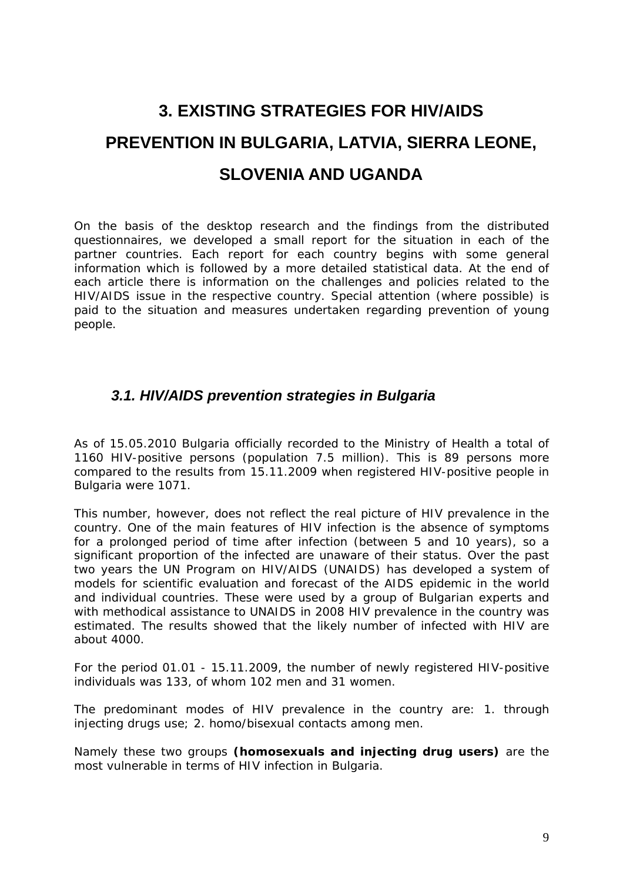# 3. EXISTING STRATEGIES FOR HIV/AIDS PREVENTION IN BULGARIA, LATVIA, SIERRA LEONE, SLOVENIA AND UGANDA

On the basis of the desktop research and the findings from the distributed questionnaires, we developed a small report for the situation in each of the partner countries. Each report for each country begins with some general information which is followed by a more detailed statistical data. At the end of each article there is information on the challenges and policies related to the HIV/AIDS issue in the respective country. Special attention (where possible) is paid to the situation and measures undertaken regarding prevention of young people.

## *3.1. HIV/AIDS prevention strategies in Bulgaria*

As of 15.05.2010 Bulgaria officially recorded to the Ministry of Health a total of 1160 HIV-positive persons (population 7.5 million). This is 89 persons more compared to the results from 15.11.2009 when registered HIV-positive people in Bulgaria were 1071.

This number, however, does not reflect the real picture of HIV prevalence in the country. One of the main features of HIV infection is the absence of symptoms for a prolonged period of time after infection (between 5 and 10 years), so a significant proportion of the infected are unaware of their status. Over the past two years the UN Program on HIV/AIDS (UNAIDS) has developed a system of models for scientific evaluation and forecast of the AIDS epidemic in the world and individual countries. These were used by a group of Bulgarian experts and with methodical assistance to UNAIDS in 2008 HIV prevalence in the country was estimated. The results showed that the likely number of infected with HIV are about 4000.

For the period 01.01 - 15.11.2009, the number of newly registered HIV-positive individuals was 133, of whom 102 men and 31 women.

The predominant modes of HIV prevalence in the country are: 1. through injecting drugs use; 2. homo/bisexual contacts among men.

Namely these two groups **(homosexuals and injecting drug users)** are the most vulnerable in terms of HIV infection in Bulgaria.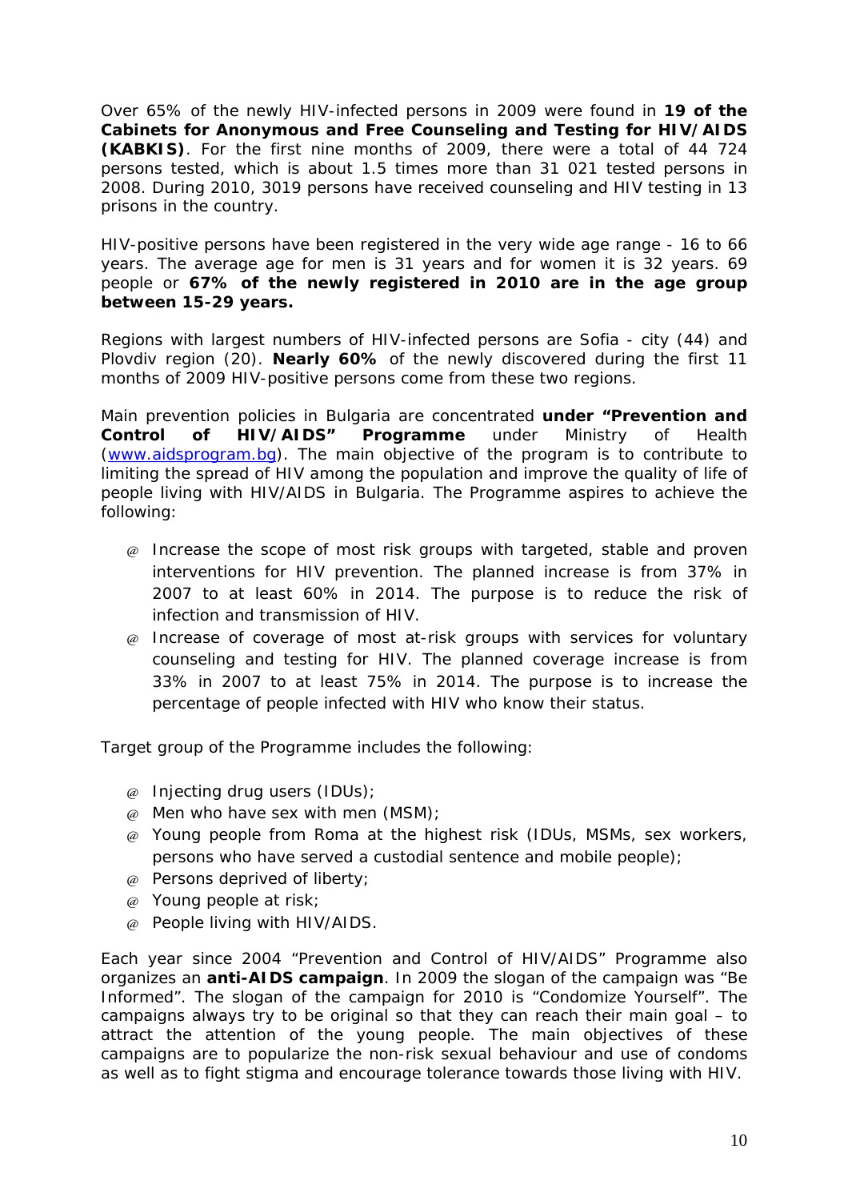Over 65% of the newly HIV-infected persons in 2009 were found in **19 of the Cabinets for Anonymous and Free Counseling and Testing for HIV/AIDS (KABKIS)**. For the first nine months of 2009, there were a total of 44 724 persons tested, which is about 1.5 times more than 31 021 tested persons in 2008. During 2010, 3019 persons have received counseling and HIV testing in 13 prisons in the country.

HIV-positive persons have been registered in the very wide age range - 16 to 66 years. The average age for men is 31 years and for women it is 32 years. 69 people or **67% of the newly registered in 2010 are in the age group between 15-29 years.**

Regions with largest numbers of HIV-infected persons are Sofia - city (44) and Plovdiv region (20). **Nearly 60%** of the newly discovered during the first 11 months of 2009 HIV-positive persons come from these two regions.

Main prevention policies in Bulgaria are concentrated **under "Prevention and Control of HIV/AIDS" Programme** under Ministry of Health ([www.aidsprogram.bg](www.aidsprogram.bg)). The main objective of the program is to contribute to limiting the spread of HIV among the population and improve the quality of life of people living with HIV/AIDS in Bulgaria. The Programme aspires to achieve the following:

- Increase the scope of most risk groups with targeted, stable and proven interventions for HIV prevention. The planned increase is from 37% in 2007 to at least 60% in 2014. The purpose is to reduce the risk of infection and transmission of HIV.
- Increase of coverage of most at-risk groups with services for voluntary counseling and testing for HIV. The planned coverage increase is from 33% in 2007 to at least 75% in 2014. The purpose is to increase the percentage of people infected with HIV who know their status.

Target group of the Programme includes the following:

- Injecting drug users (IDUs);
- Men who have sex with men (MSM);
- Young people from Roma at the highest risk (IDUs, MSMs, sex workers, persons who have served a custodial sentence and mobile people);
- Persons deprived of liberty;
- Young people at risk;
- People living with HIV/AIDS.

Each year since 2004 "Prevention and Control of HIV/AIDS" Programme also organizes an **anti-AIDS campaign**. In 2009 the slogan of the campaign was "Be Informed". The slogan of the campaign for 2010 is "Condomize Yourself". The campaigns always try to be original so that they can reach their main goal – to attract the attention of the young people. The main objectives of these campaigns are to popularize the non-risk sexual behaviour and use of condoms as well as to fight stigma and encourage tolerance towards those living with HIV.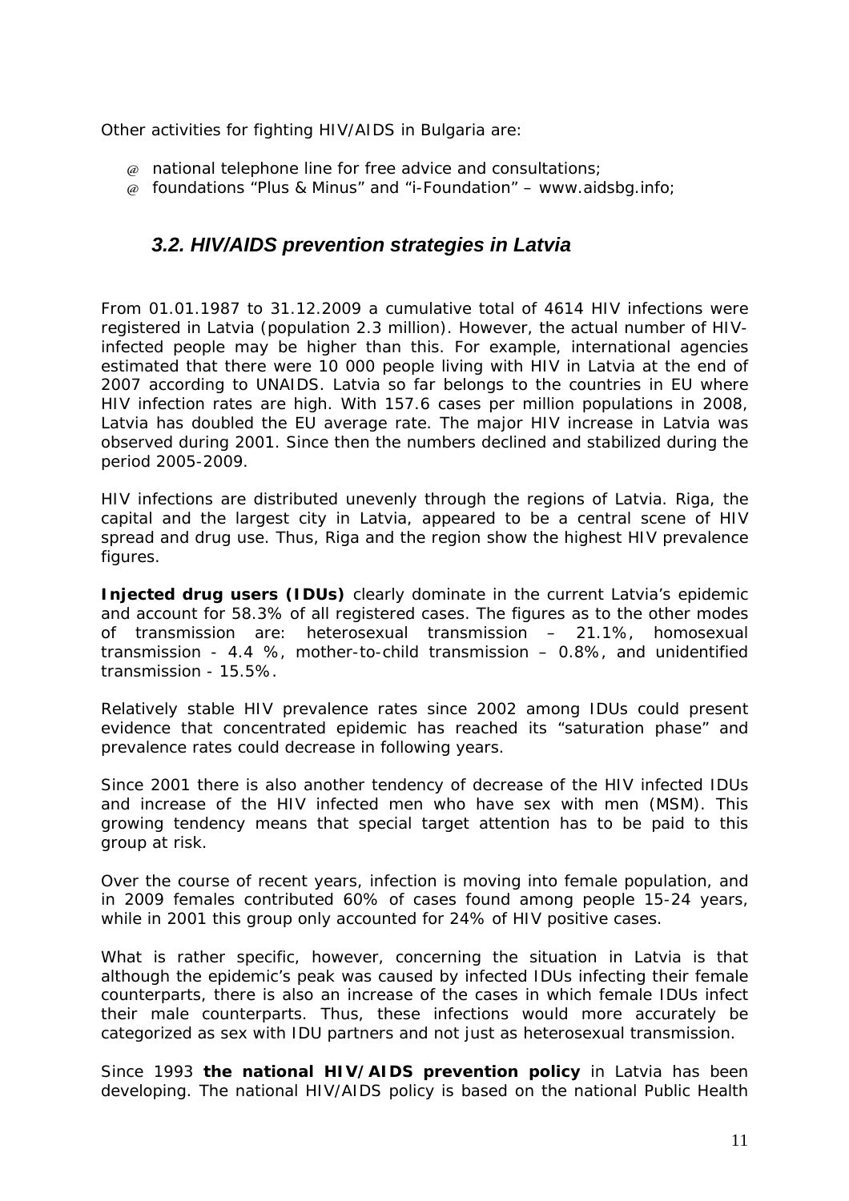Other activities for fighting HIV/AIDS in Bulgaria are:

- national telephone line for free advice and consultations;
- foundations "Plus & Minus" and "i-Foundation" – www.aidsbg.info;

## *3.2. HIV/AIDS prevention strategies in Latvia*

From 01.01.1987 to 31.12.2009 a cumulative total of 4614 HIV infections were registered in Latvia (population 2.3 million). However, the actual number of HIV-infected people may be higher than this. For example, international agencies estimated that there were 10 000 people living with HIV in Latvia at the end of 2007 according to UNAIDS. Latvia so far belongs to the countries in EU where HIV infection rates are high. With 157.6 cases per million populations in 2008, Latvia has doubled the EU average rate. The major HIV increase in Latvia was observed during 2001. Since then the numbers declined and stabilized during the period 2005-2009.

HIV infections are distributed unevenly through the regions of Latvia. Riga, the capital and the largest city in Latvia, appeared to be a central scene of HIV spread and drug use. Thus, Riga and the region show the highest HIV prevalence figures.

**Injected drug users (IDUs)** clearly dominate in the current Latvia's epidemic and account for 58.3% of all registered cases. The figures as to the other modes of transmission are: heterosexual transmission – 21.1%, homosexual transmission - 4.4 %, mother-to-child transmission – 0.8%, and unidentified transmission - 15.5%.

Relatively stable HIV prevalence rates since 2002 among IDUs could present evidence that concentrated epidemic has reached its "saturation phase" and prevalence rates could decrease in following years.

Since 2001 there is also another tendency of decrease of the HIV infected IDUs and increase of the HIV infected men who have sex with men (MSM). This growing tendency means that special target attention has to be paid to this group at risk.

Over the course of recent years, infection is moving into female population, and in 2009 females contributed 60% of cases found among people 15-24 years, while in 2001 this group only accounted for 24% of HIV positive cases.

What is rather specific, however, concerning the situation in Latvia is that although the epidemic's peak was caused by infected IDUs infecting their female counterparts, there is also an increase of the cases in which female IDUs infect their male counterparts. Thus, these infections would more accurately be categorized as sex with IDU partners and not just as heterosexual transmission.

Since 1993 **the national HIV/AIDS prevention policy** in Latvia has been developing. The national HIV/AIDS policy is based on the national Public Health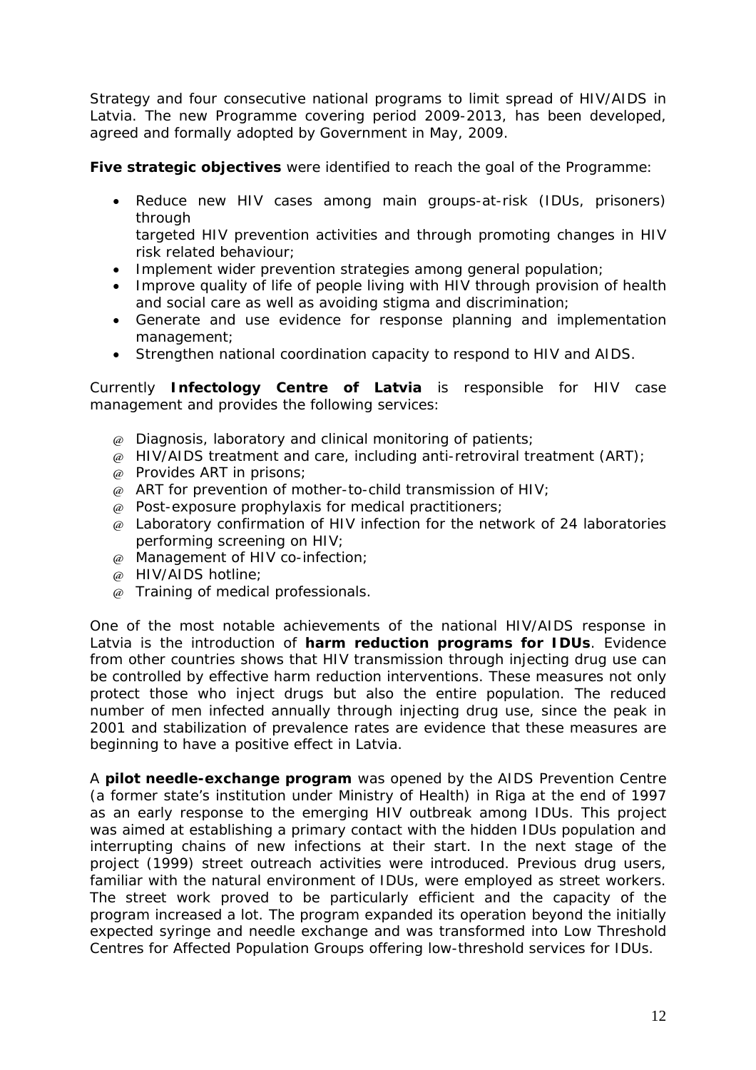Strategy and four consecutive national programs to limit spread of HIV/AIDS in Latvia. The new Programme covering period 2009-2013, has been developed, agreed and formally adopted by Government in May, 2009.

**Five strategic objectives** were identified to reach the goal of the Programme:

- Reduce new HIV cases among main groups-at-risk (IDUs, prisoners) through targeted HIV prevention activities and through promoting changes in HIV risk related behaviour;
- Implement wider prevention strategies among general population;
- Improve quality of life of people living with HIV through provision of health and social care as well as avoiding stigma and discrimination;
- Generate and use evidence for response planning and implementation management;
- Strengthen national coordination capacity to respond to HIV and AIDS.

Currently **Infectology Centre of Latvia** is responsible for HIV case management and provides the following services:

- Diagnosis, laboratory and clinical monitoring of patients;
- HIV/AIDS treatment and care, including anti-retroviral treatment (ART);
- Provides ART in prisons;
- ART for prevention of mother-to-child transmission of HIV;
- Post-exposure prophylaxis for medical practitioners;
- Laboratory confirmation of HIV infection for the network of 24 laboratories performing screening on HIV;
- Management of HIV co-infection;
- HIV/AIDS hotline;
- Training of medical professionals.

One of the most notable achievements of the national HIV/AIDS response in Latvia is the introduction of **harm reduction programs for IDUs**. Evidence from other countries shows that HIV transmission through injecting drug use can be controlled by effective harm reduction interventions. These measures not only protect those who inject drugs but also the entire population. The reduced number of men infected annually through injecting drug use, since the peak in 2001 and stabilization of prevalence rates are evidence that these measures are beginning to have a positive effect in Latvia.

A **pilot needle-exchange program** was opened by the AIDS Prevention Centre (a former state's institution under Ministry of Health) in Riga at the end of 1997 as an early response to the emerging HIV outbreak among IDUs. This project was aimed at establishing a primary contact with the hidden IDUs population and interrupting chains of new infections at their start. In the next stage of the project (1999) street outreach activities were introduced. Previous drug users, familiar with the natural environment of IDUs, were employed as street workers. The street work proved to be particularly efficient and the capacity of the program increased a lot. The program expanded its operation beyond the initially expected syringe and needle exchange and was transformed into Low Threshold Centres for Affected Population Groups offering low-threshold services for IDUs.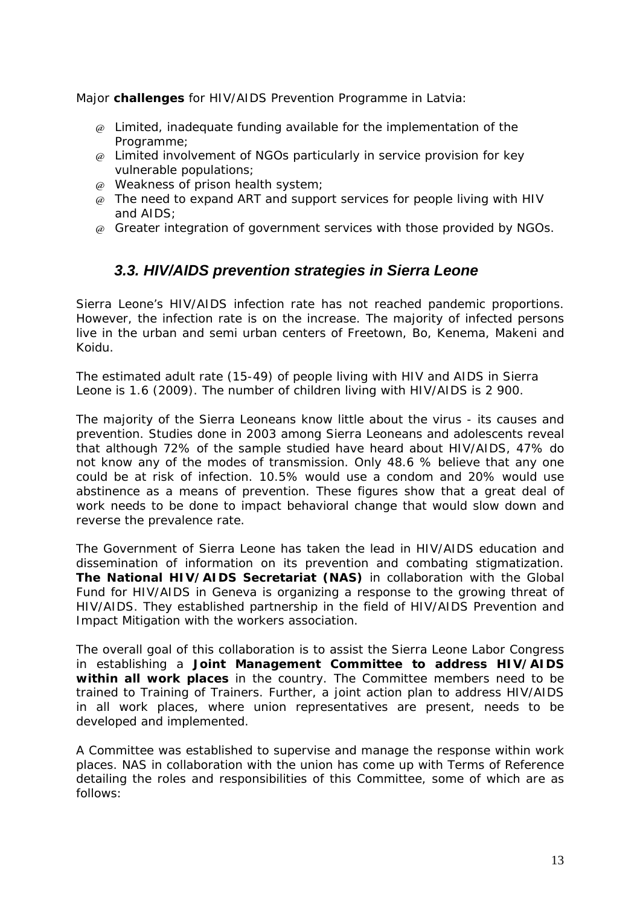Major **challenges** for HIV/AIDS Prevention Programme in Latvia:

- Limited, inadequate funding available for the implementation of the Programme;
- Limited involvement of NGOs particularly in service provision for key vulnerable populations;
- Weakness of prison health system;
- The need to expand ART and support services for people living with HIV and AIDS;
- Greater integration of government services with those provided by NGOs.

### *3.3. HIV/AIDS prevention strategies in Sierra Leone*

Sierra Leone's HIV/AIDS infection rate has not reached pandemic proportions. However, the infection rate is on the increase. The majority of infected persons live in the urban and semi urban centers of Freetown, Bo, Kenema, Makeni and Koidu.

The estimated adult rate (15-49) of people living with HIV and AIDS in Sierra Leone is 1.6 (2009). The number of children living with HIV/AIDS is 2 900.

The majority of the Sierra Leoneans know little about the virus - its causes and prevention. Studies done in 2003 among Sierra Leoneans and adolescents reveal that although 72% of the sample studied have heard about HIV/AIDS, 47% do not know any of the modes of transmission. Only 48.6 % believe that any one could be at risk of infection. 10.5% would use a condom and 20% would use abstinence as a means of prevention. These figures show that a great deal of work needs to be done to impact behavioral change that would slow down and reverse the prevalence rate.

The Government of Sierra Leone has taken the lead in HIV/AIDS education and dissemination of information on its prevention and combating stigmatization. **The National HIV/AIDS Secretariat (NAS)** in collaboration with the Global Fund for HIV/AIDS in Geneva is organizing a response to the growing threat of HIV/AIDS. They established partnership in the field of HIV/AIDS Prevention and Impact Mitigation with the workers association.

The overall goal of this collaboration is to assist the Sierra Leone Labor Congress in establishing a **Joint Management Committee to address HIV/AIDS within all work places** in the country. The Committee members need to be trained to Training of Trainers. Further, a joint action plan to address HIV/AIDS in all work places, where union representatives are present, needs to be developed and implemented.

A Committee was established to supervise and manage the response within work places. NAS in collaboration with the union has come up with Terms of Reference detailing the roles and responsibilities of this Committee, some of which are as follows: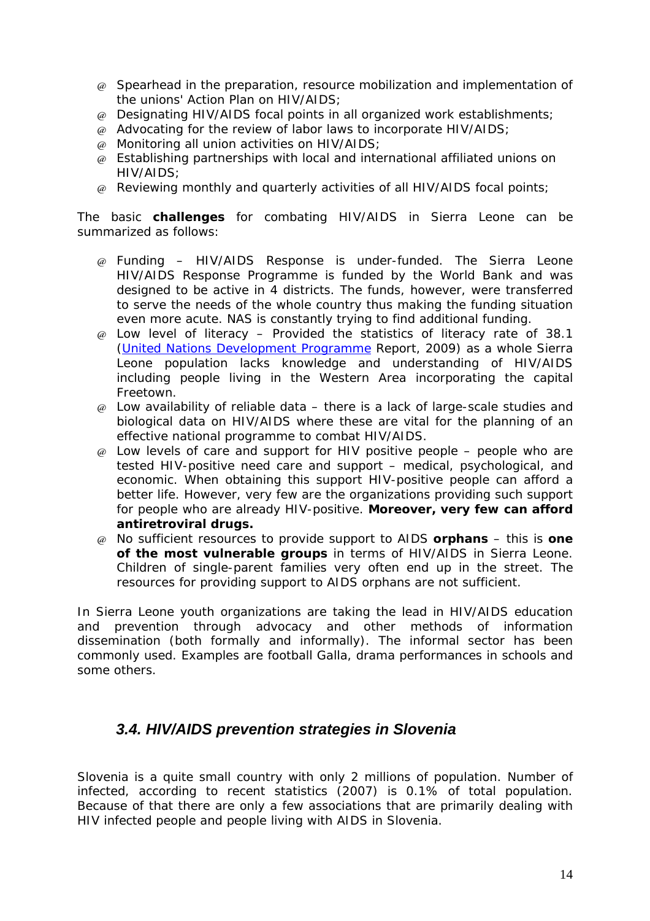- Spearhead in the preparation, resource mobilization and implementation of the unions' Action Plan on HIV/AIDS;
- Designating HIV/AIDS focal points in all organized work establishments;
- Advocating for the review of labor laws to incorporate HIV/AIDS;
- Monitoring all union activities on HIV/AIDS;
- Establishing partnerships with local and international affiliated unions on HIV/AIDS;
- Reviewing monthly and quarterly activities of all HIV/AIDS focal points;

The basic **challenges** for combating HIV/AIDS in Sierra Leone can be summarized as follows:

- Funding – HIV/AIDS Response is under-funded. The Sierra Leone HIV/AIDS Response Programme is funded by the World Bank and was designed to be active in 4 districts. The funds, however, were transferred to serve the needs of the whole country thus making the funding situation even more acute. NAS is constantly trying to find additional funding.
- Low level of literacy – Provided the statistics of literacy rate of 38.1 (United Nations Development Programme Report, 2009) as a whole Sierra Leone population lacks knowledge and understanding of HIV/AIDS including people living in the Western Area incorporating the capital Freetown.
- Low availability of reliable data – there is a lack of large-scale studies and biological data on HIV/AIDS where these are vital for the planning of an effective national programme to combat HIV/AIDS.
- Low levels of care and support for HIV positive people – people who are tested HIV-positive need care and support – medical, psychological, and economic. When obtaining this support HIV-positive people can afford a better life. However, very few are the organizations providing such support for people who are already HIV-positive. **Moreover, very few can afford antiretroviral drugs.**
- No sufficient resources to provide support to AIDS **orphans** – this is **one of the most vulnerable groups** in terms of HIV/AIDS in Sierra Leone. Children of single-parent families very often end up in the street. The resources for providing support to AIDS orphans are not sufficient.

In Sierra Leone youth organizations are taking the lead in HIV/AIDS education and prevention through advocacy and other methods of information dissemination (both formally and informally). The informal sector has been commonly used. Examples are football Galla, drama performances in schools and some others.

### *3.4. HIV/AIDS prevention strategies in Slovenia*

Slovenia is a quite small country with only 2 millions of population. Number of infected, according to recent statistics (2007) is 0.1% of total population. Because of that there are only a few associations that are primarily dealing with HIV infected people and people living with AIDS in Slovenia.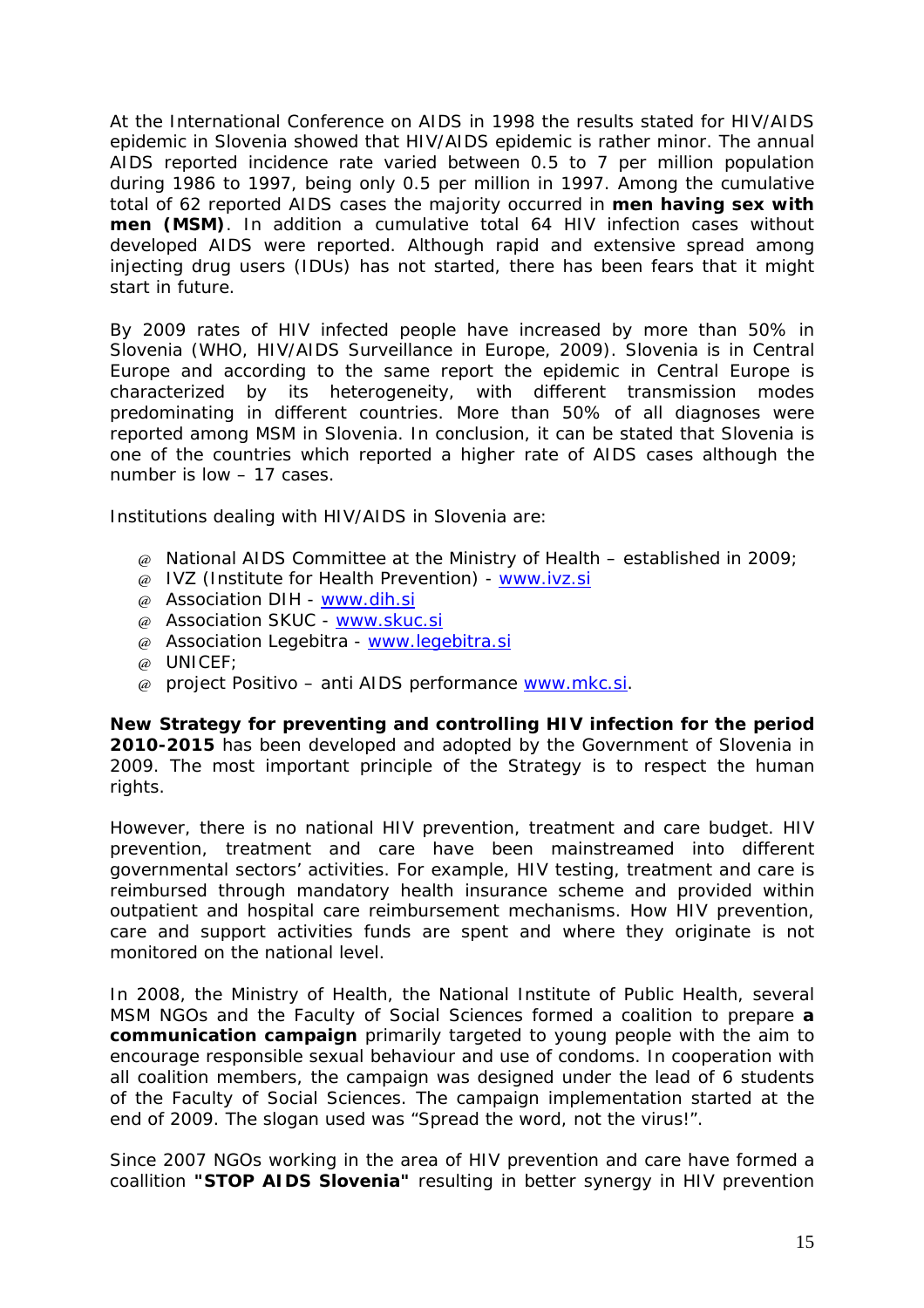At the International Conference on AIDS in 1998 the results stated for HIV/AIDS epidemic in Slovenia showed that HIV/AIDS epidemic is rather minor. The annual AIDS reported incidence rate varied between 0.5 to 7 per million population during 1986 to 1997, being only 0.5 per million in 1997. Among the cumulative total of 62 reported AIDS cases the majority occurred in **men having sex with men (MSM)**. In addition a cumulative total 64 HIV infection cases without developed AIDS were reported. Although rapid and extensive spread among injecting drug users (IDUs) has not started, there has been fears that it might start in future.

By 2009 rates of HIV infected people have increased by more than 50% in Slovenia (WHO, HIV/AIDS Surveillance in Europe, 2009). Slovenia is in Central Europe and according to the same report the epidemic in Central Europe is characterized by its heterogeneity, with different transmission modes predominating in different countries. More than 50% of all diagnoses were reported among MSM in Slovenia. In conclusion, it can be stated that Slovenia is one of the countries which reported a higher rate of AIDS cases although the number is low – 17 cases.

Institutions dealing with HIV/AIDS in Slovenia are:

- National AIDS Committee at the Ministry of Health – established in 2009;
- IVZ (Institute for Health Prevention) - www.ivz.si
- Association DIH - www.dih.si
- Association SKUC - www.skuc.si
- Association Legebitra - www.legebitra.si
- UNICEF;
- project Positivo – anti AIDS performance www.mkc.si.

**New Strategy for preventing and controlling HIV infection for the period 2010-2015** has been developed and adopted by the Government of Slovenia in 2009. The most important principle of the Strategy is to respect the human rights.

However, there is no national HIV prevention, treatment and care budget. HIV prevention, treatment and care have been mainstreamed into different governmental sectors' activities. For example, HIV testing, treatment and care is reimbursed through mandatory health insurance scheme and provided within outpatient and hospital care reimbursement mechanisms. How HIV prevention, care and support activities funds are spent and where they originate is not monitored on the national level.

In 2008, the Ministry of Health, the National Institute of Public Health, several MSM NGOs and the Faculty of Social Sciences formed a coalition to prepare **a communication campaign** primarily targeted to young people with the aim to encourage responsible sexual behaviour and use of condoms. In cooperation with all coalition members, the campaign was designed under the lead of 6 students of the Faculty of Social Sciences. The campaign implementation started at the end of 2009. The slogan used was "Spread the word, not the virus!".

Since 2007 NGOs working in the area of HIV prevention and care have formed a coallition **"STOP AIDS Slovenia"** resulting in better synergy in HIV prevention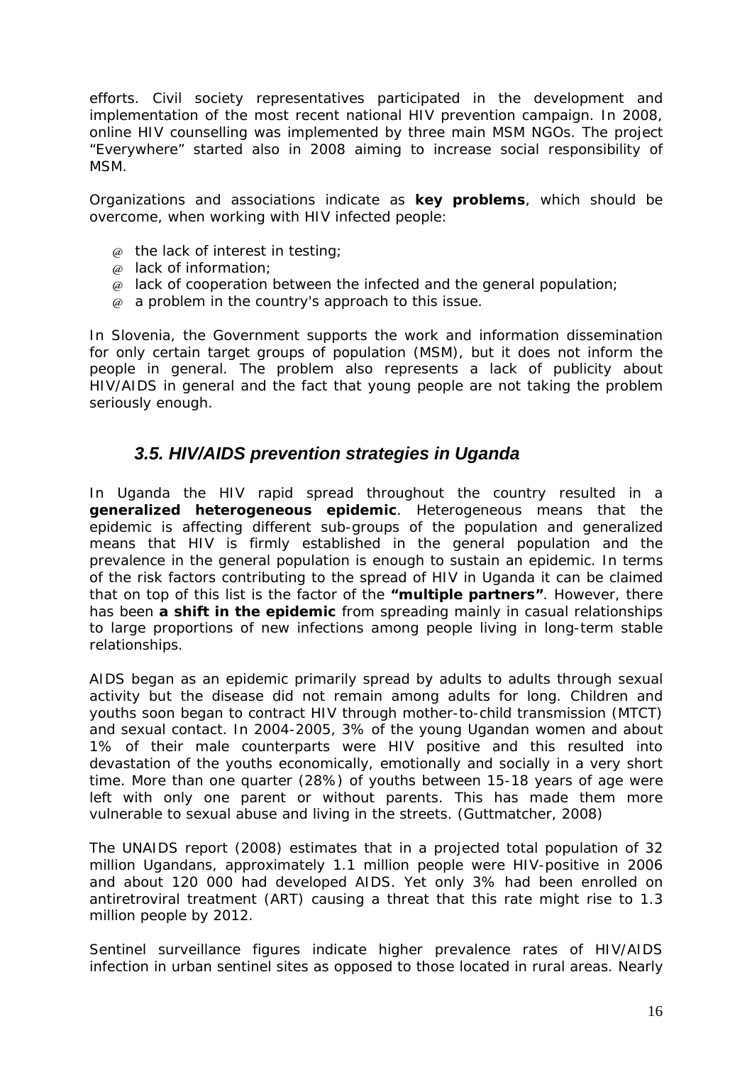efforts. Civil society representatives participated in the development and implementation of the most recent national HIV prevention campaign. In 2008, online HIV counselling was implemented by three main MSM NGOs. The project "Everywhere" started also in 2008 aiming to increase social responsibility of MSM.

Organizations and associations indicate as **key problems**, which should be overcome, when working with HIV infected people:

- the lack of interest in testing;
- lack of information;
- lack of cooperation between the infected and the general population;
- a problem in the country's approach to this issue.

In Slovenia, the Government supports the work and information dissemination for only certain target groups of population (MSM), but it does not inform the people in general. The problem also represents a lack of publicity about HIV/AIDS in general and the fact that young people are not taking the problem seriously enough.

## *3.5. HIV/AIDS prevention strategies in Uganda*

In Uganda the HIV rapid spread throughout the country resulted in a **generalized heterogeneous epidemic**. Heterogeneous means that the epidemic is affecting different sub-groups of the population and generalized means that HIV is firmly established in the general population and the prevalence in the general population is enough to sustain an epidemic. In terms of the risk factors contributing to the spread of HIV in Uganda it can be claimed that on top of this list is the factor of the **"multiple partners"**. However, there has been **a shift in the epidemic** from spreading mainly in casual relationships to large proportions of new infections among people living in long-term stable relationships.

AIDS began as an epidemic primarily spread by adults to adults through sexual activity but the disease did not remain among adults for long. Children and youths soon began to contract HIV through mother-to-child transmission (MTCT) and sexual contact. In 2004-2005, 3% of the young Ugandan women and about 1% of their male counterparts were HIV positive and this resulted into devastation of the youths economically, emotionally and socially in a very short time. More than one quarter (28%) of youths between 15-18 years of age were left with only one parent or without parents. This has made them more vulnerable to sexual abuse and living in the streets. (Guttmatcher, 2008)

The UNAIDS report (2008) estimates that in a projected total population of 32 million Ugandans, approximately 1.1 million people were HIV-positive in 2006 and about 120 000 had developed AIDS. Yet only 3% had been enrolled on antiretroviral treatment (ART) causing a threat that this rate might rise to 1.3 million people by 2012.

Sentinel surveillance figures indicate higher prevalence rates of HIV/AIDS infection in urban sentinel sites as opposed to those located in rural areas. Nearly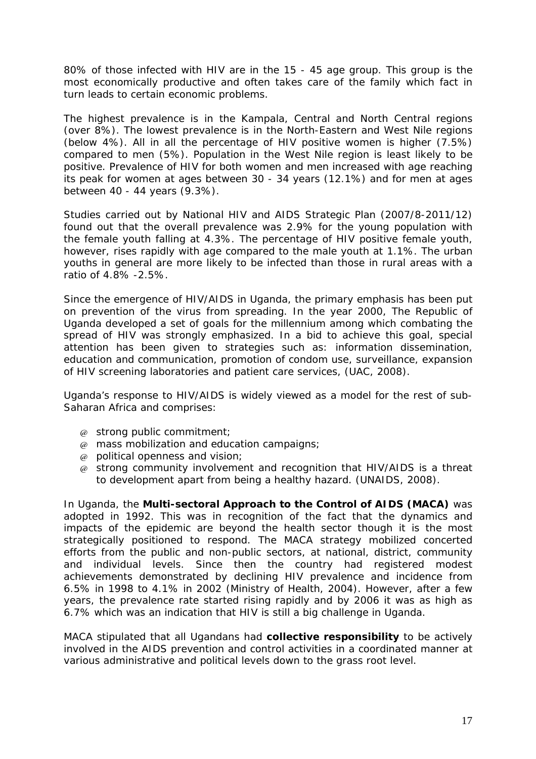80% of those infected with HIV are in the 15 - 45 age group. This group is the most economically productive and often takes care of the family which fact in turn leads to certain economic problems.

The highest prevalence is in the Kampala, Central and North Central regions (over 8%). The lowest prevalence is in the North-Eastern and West Nile regions (below 4%). All in all the percentage of HIV positive women is higher (7.5%) compared to men (5%). Population in the West Nile region is least likely to be positive. Prevalence of HIV for both women and men increased with age reaching its peak for women at ages between 30 - 34 years (12.1%) and for men at ages between 40 - 44 years (9.3%).

Studies carried out by National HIV and AIDS Strategic Plan (2007/8-2011/12) found out that the overall prevalence was 2.9% for the young population with the female youth falling at 4.3%. The percentage of HIV positive female youth, however, rises rapidly with age compared to the male youth at 1.1%. The urban youths in general are more likely to be infected than those in rural areas with a ratio of 4.8% -2.5%.

Since the emergence of HIV/AIDS in Uganda, the primary emphasis has been put on prevention of the virus from spreading. In the year 2000, The Republic of Uganda developed a set of goals for the millennium among which combating the spread of HIV was strongly emphasized. In a bid to achieve this goal, special attention has been given to strategies such as: information dissemination, education and communication, promotion of condom use, surveillance, expansion of HIV screening laboratories and patient care services, (UAC, 2008).

Uganda's response to HIV/AIDS is widely viewed as a model for the rest of sub-Saharan Africa and comprises:

- strong public commitment;
- mass mobilization and education campaigns;
- political openness and vision;
- strong community involvement and recognition that HIV/AIDS is a threat to development apart from being a healthy hazard. (UNAIDS, 2008).

In Uganda, the **Multi-sectoral Approach to the Control of AIDS (MACA)** was adopted in 1992. This was in recognition of the fact that the dynamics and impacts of the epidemic are beyond the health sector though it is the most strategically positioned to respond. The MACA strategy mobilized concerted efforts from the public and non-public sectors, at national, district, community and individual levels. Since then the country had registered modest achievements demonstrated by declining HIV prevalence and incidence from 6.5% in 1998 to 4.1% in 2002 (Ministry of Health, 2004). However, after a few years, the prevalence rate started rising rapidly and by 2006 it was as high as 6.7% which was an indication that HIV is still a big challenge in Uganda.

MACA stipulated that all Ugandans had **collective responsibility** to be actively involved in the AIDS prevention and control activities in a coordinated manner at various administrative and political levels down to the grass root level.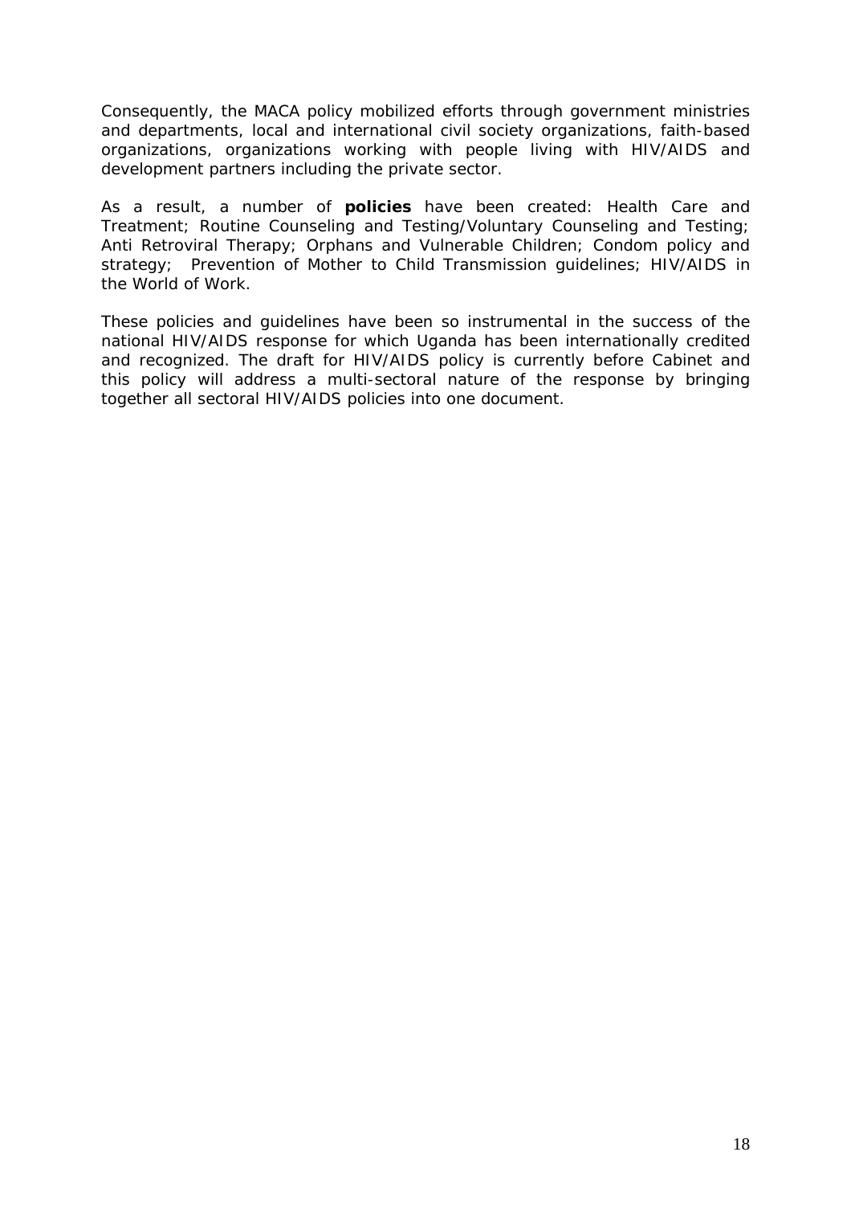Consequently, the MACA policy mobilized efforts through government ministries and departments, local and international civil society organizations, faith-based organizations, organizations working with people living with HIV/AIDS and development partners including the private sector.

As a result, a number of **policies** have been created: Health Care and Treatment; Routine Counseling and Testing/Voluntary Counseling and Testing; Anti Retroviral Therapy; Orphans and Vulnerable Children; Condom policy and strategy; Prevention of Mother to Child Transmission guidelines; HIV/AIDS in the World of Work.

These policies and guidelines have been so instrumental in the success of the national HIV/AIDS response for which Uganda has been internationally credited and recognized. The draft for HIV/AIDS policy is currently before Cabinet and this policy will address a multi-sectoral nature of the response by bringing together all sectoral HIV/AIDS policies into one document.